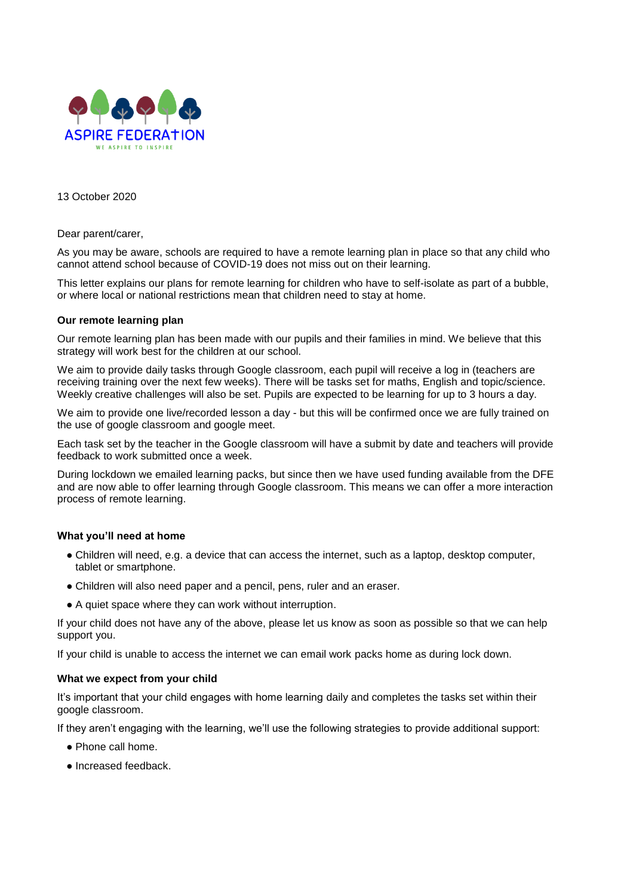ASPIRE FEDERATION

WE ASPIRE TO INSPIRE

13 October 2020

Dear parent/carer,

As you may be aware, schools are required to have a remote learning plan in place so that any child who cannot attend school because of COVID-19 does not miss out on their learning.

This letter explains our plans for remote learning for children who have to self-isolate as part of a bubble, or where local or national restrictions mean that children need to stay at home.

**Our remote learning plan**

Our remote learning plan has been made with our pupils and their families in mind. We believe that this strategy will work best for the children at our school.

We aim to provide daily tasks through Google classroom, each pupil will receive a log in (teachers are receiving training over the next few weeks). There will be tasks set for maths, English and topic/science. Weekly creative challenges will also be set. Pupils are expected to be learning for up to 3 hours a day.

We aim to provide one live/recorded lesson a day - but this will be confirmed once we are fully trained on the use of google classroom and google meet.

Each task set by the teacher in the Google classroom will have a submit by date and teachers will provide feedback to work submitted once a week.

During lockdown we emailed learning packs, but since then we have used funding available from the DFE and are now able to offer learning through Google classroom. This means we can offer a more interaction process of remote learning.

**What you'll need at home**

- Children will need, e.g. a device that can access the internet, such as a laptop, desktop computer, tablet or smartphone.
- Children will also need paper and a pencil, pens, ruler and an eraser.
- A quiet space where they can work without interruption.

If your child does not have any of the above, please let us know as soon as possible so that we can help support you.

If your child is unable to access the internet we can email work packs home as during lock down.

**What we expect from your child**

It's important that your child engages with home learning daily and completes the tasks set within their google classroom.

If they aren't engaging with the learning, we'll use the following strategies to provide additional support:

- Phone call home.
- Increased feedback.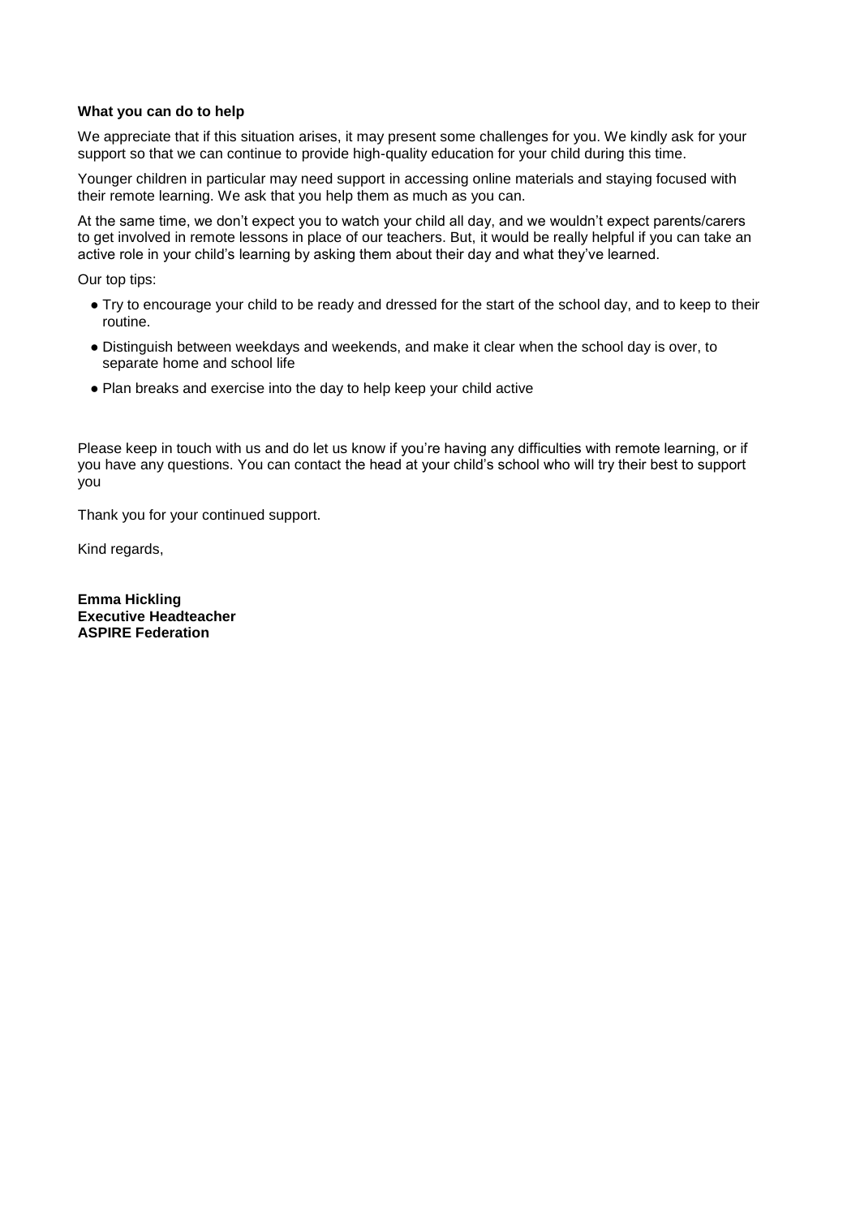**What you can do to help**

We appreciate that if this situation arises, it may present some challenges for you. We kindly ask for your support so that we can continue to provide high-quality education for your child during this time.

Younger children in particular may need support in accessing online materials and staying focused with their remote learning. We ask that you help them as much as you can.

At the same time, we don't expect you to watch your child all day, and we wouldn't expect parents/carers to get involved in remote lessons in place of our teachers. But, it would be really helpful if you can take an active role in your child's learning by asking them about their day and what they've learned.

Our top tips:

- Try to encourage your child to be ready and dressed for the start of the school day, and to keep to their routine.
- Distinguish between weekdays and weekends, and make it clear when the school day is over, to separate home and school life
- Plan breaks and exercise into the day to help keep your child active

Please keep in touch with us and do let us know if you're having any difficulties with remote learning, or if you have any questions. You can contact the head at your child's school who will try their best to support you

Thank you for your continued support.

Kind regards,

**Emma Hickling**
**Executive Headteacher**
**ASPIRE Federation**